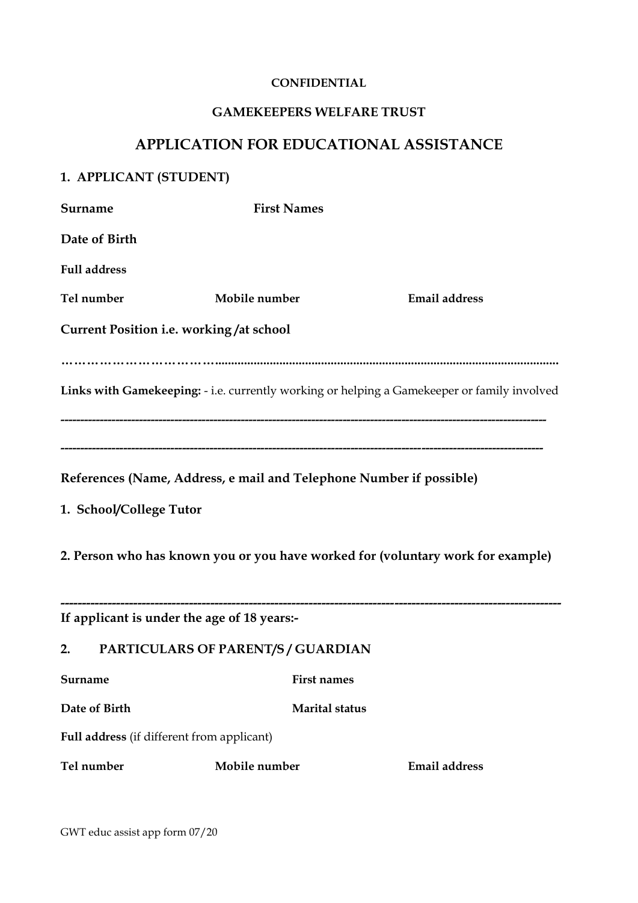**CONFIDENTIAL**

**GAMEKEEPERS WELFARE TRUST**

# APPLICATION FOR EDUCATIONAL ASSISTANCE

## 1. APPLICANT (STUDENT)

**Surname** **First Names**

**Date of Birth**

**Full address**

**Tel number** **Mobile number** **Email address**

**Current Position i.e. working /at school**

……………………………...........................................................................................................

**Links with Gamekeeping:** - i.e. currently working or helping a Gamekeeper or family involved

---

---

**References (Name, Address, e mail and Telephone Number if possible)**

**1. School/College Tutor**

**2. Person who has known you or you have worked for (voluntary work for example)**

---

**If applicant is under the age of 18 years:-**

## 2. PARTICULARS OF PARENT/S / GUARDIAN

**Surname** **First names**

**Date of Birth** **Marital status**

**Full address** (if different from applicant)

**Tel number** **Mobile number** **Email address**

GWT educ assist app form 07/20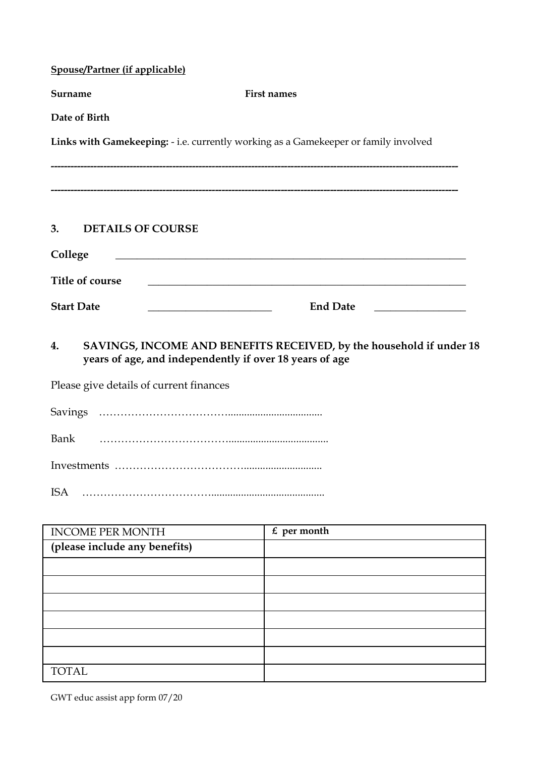**<u>Spouse/Partner (if applicable)</u>**

**Surname** **First names**

**Date of Birth**

**Links with Gamekeeping:** - i.e. currently working as a Gamekeeper or family involved

-----------------------------------------------------------------------------------------------------------------------

-----------------------------------------------------------------------------------------------------------------------

## 3. DETAILS OF COURSE

**College** ____________________________________________________________________

**Title of course** ______________________________________________________________

**Start Date** ________________________ **End Date** _________________

## 4. SAVINGS, INCOME AND BENEFITS RECEIVED, by the household if under 18 years of age, and independently if over 18 years of age

Please give details of current finances

Savings ……………………………….................................

Bank ……………………………….................................

Investments ……………………………….........................

ISA ……………………………….......................................

| INCOME PER MONTH | **£ per month** |
|---|---|
| **(please include any benefits)** | |
| | |
| | |
| | |
| | |
| | |
| | |
| TOTAL | |

GWT educ assist app form 07/20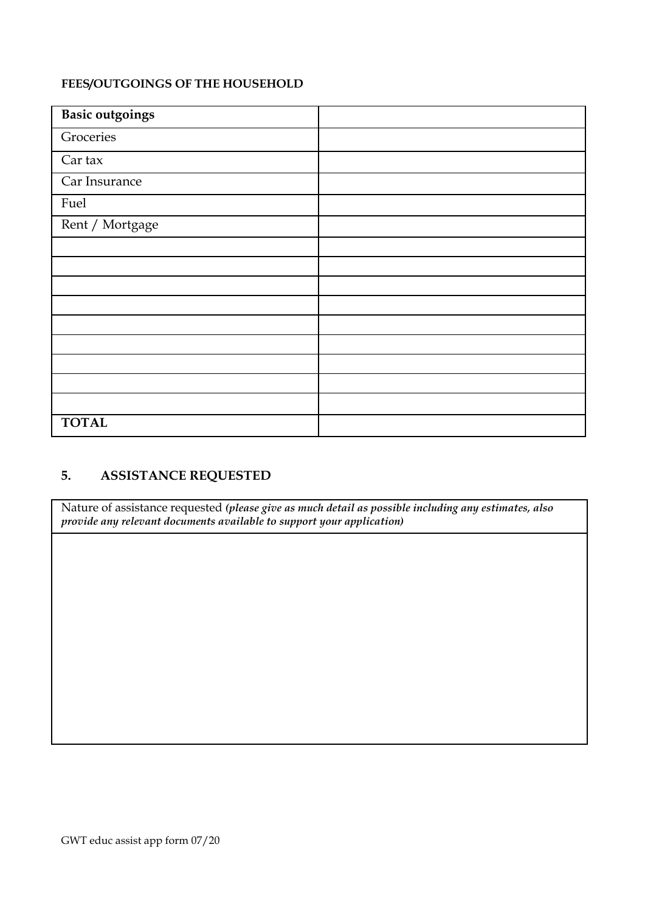**FEES/OUTGOINGS OF THE HOUSEHOLD**

| **Basic outgoings** | |
|---|---|
| Groceries | |
| Car tax | |
| Car Insurance | |
| Fuel | |
| Rent / Mortgage | |
| | |
| | |
| | |
| | |
| | |
| | |
| | |
| | |
| | |
| **TOTAL** | |

## 5. ASSISTANCE REQUESTED

| Nature of assistance requested ***(please give as much detail as possible including any estimates, also provide any relevant documents available to support your application)*** |
|---|
| |

GWT educ assist app form 07/20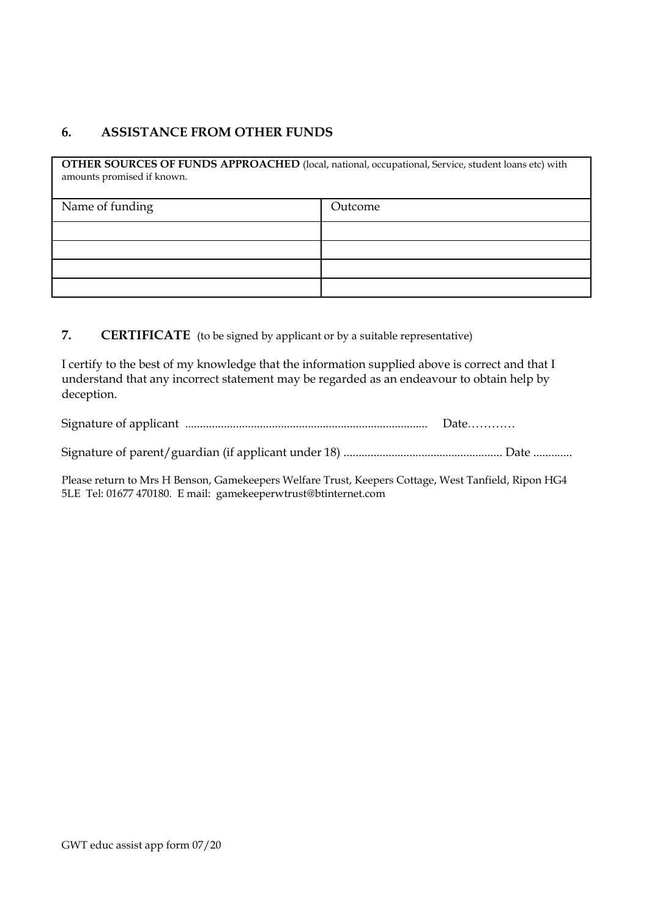## 6. ASSISTANCE FROM OTHER FUNDS

| **OTHER SOURCES OF FUNDS APPROACHED** (local, national, occupational, Service, student loans etc) with amounts promised if known. | |
|---|---|
| Name of funding | Outcome |
| | |
| | |
| | |
| | |

## 7. CERTIFICATE (to be signed by applicant or by a suitable representative)

I certify to the best of my knowledge that the information supplied above is correct and that I understand that any incorrect statement may be regarded as an endeavour to obtain help by deception.

Signature of applicant ................................................................................ Date…………

Signature of parent/guardian (if applicant under 18) .................................................... Date .............

Please return to Mrs H Benson, Gamekeepers Welfare Trust, Keepers Cottage, West Tanfield, Ripon HG4 5LE Tel: 01677 470180. E mail: gamekeeperwtrust@btinternet.com

GWT educ assist app form 07/20